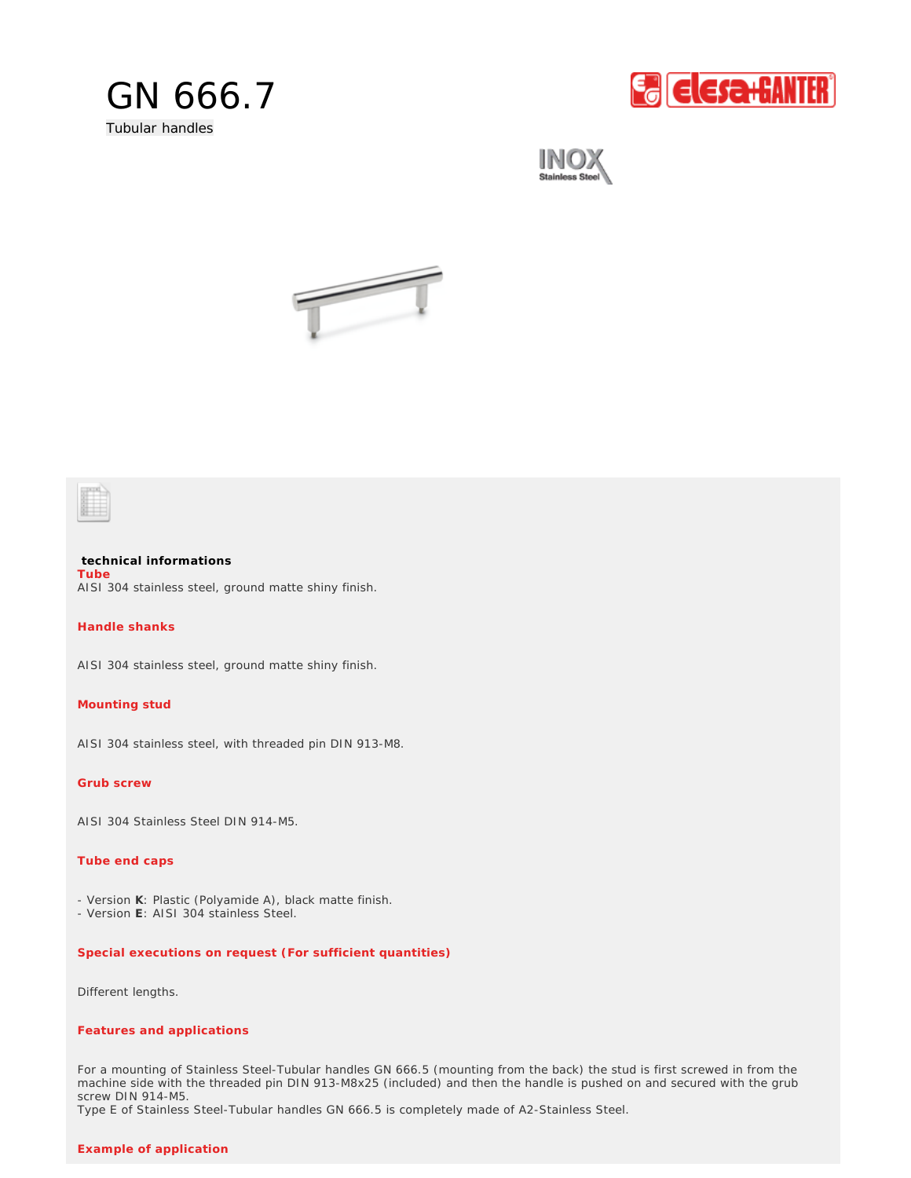# GN 666.7

Tubular handles

INOX
Stainless Steel

**technical informations**

**Tube**

AISI 304 stainless steel, ground matte shiny finish.

**Handle shanks**

AISI 304 stainless steel, ground matte shiny finish.

**Mounting stud**

AISI 304 stainless steel, with threaded pin DIN 913-M8.

**Grub screw**

AISI 304 Stainless Steel DIN 914-M5.

**Tube end caps**

- Version **K**: Plastic (Polyamide A), black matte finish.
- Version **E**: AISI 304 stainless Steel.

**Special executions on request (For sufficient quantities)**

Different lengths.

**Features and applications**

For a mounting of Stainless Steel-Tubular handles GN 666.5 (mounting from the back) the stud is first screwed in from the machine side with the threaded pin DIN 913-M8x25 (included) and then the handle is pushed on and secured with the grub screw DIN 914-M5.
Type E of Stainless Steel-Tubular handles GN 666.5 is completely made of A2-Stainless Steel.

**Example of application**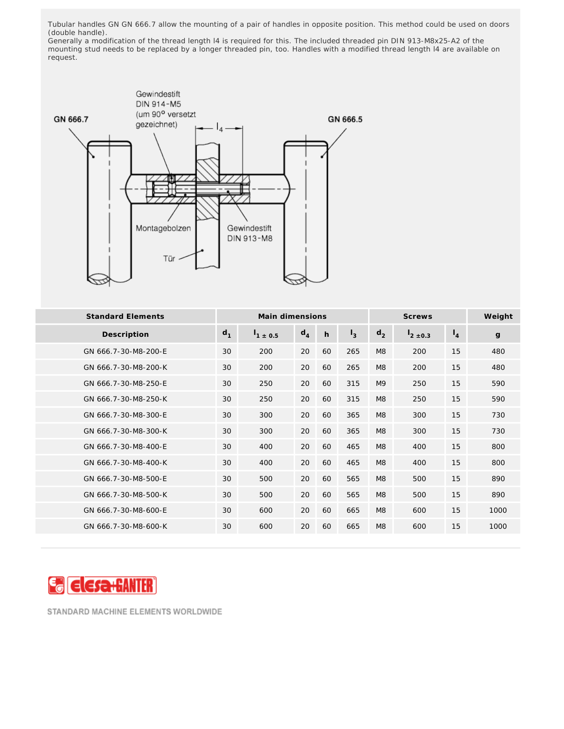Tubular handles GN GN 666.7 allow the mounting of a pair of handles in opposite position. This method could be used on doors (double handle).
Generally a modification of the thread length l4 is required for this. The included threaded pin DIN 913-M8x25-A2 of the mounting stud needs to be replaced by a longer threaded pin, too. Handles with a modified thread length l4 are available on request.

GN 666.7

Gewindestift
DIN 914-M5
(um 90° versetzt
gezeichnet)

$l_4$

GN 666.5

Montagebolzen

Gewindestift
DIN 913-M8

Tür

| Standard Elements | Main dimensions | | | | | Screws | | | Weight |
|---|---|---|---|---|---|---|---|---|---|
| Description | $d_1$ | $l_{1\ \pm 0.5}$ | $d_4$ | h | $l_3$ | $d_2$ | $l_{2\ \pm 0.3}$ | $l_4$ | g |
| GN 666.7-30-M8-200-E | 30 | 200 | 20 | 60 | 265 | M8 | 200 | 15 | 480 |
| GN 666.7-30-M8-200-K | 30 | 200 | 20 | 60 | 265 | M8 | 200 | 15 | 480 |
| GN 666.7-30-M8-250-E | 30 | 250 | 20 | 60 | 315 | M9 | 250 | 15 | 590 |
| GN 666.7-30-M8-250-K | 30 | 250 | 20 | 60 | 315 | M8 | 250 | 15 | 590 |
| GN 666.7-30-M8-300-E | 30 | 300 | 20 | 60 | 365 | M8 | 300 | 15 | 730 |
| GN 666.7-30-M8-300-K | 30 | 300 | 20 | 60 | 365 | M8 | 300 | 15 | 730 |
| GN 666.7-30-M8-400-E | 30 | 400 | 20 | 60 | 465 | M8 | 400 | 15 | 800 |
| GN 666.7-30-M8-400-K | 30 | 400 | 20 | 60 | 465 | M8 | 400 | 15 | 800 |
| GN 666.7-30-M8-500-E | 30 | 500 | 20 | 60 | 565 | M8 | 500 | 15 | 890 |
| GN 666.7-30-M8-500-K | 30 | 500 | 20 | 60 | 565 | M8 | 500 | 15 | 890 |
| GN 666.7-30-M8-600-E | 30 | 600 | 20 | 60 | 665 | M8 | 600 | 15 | 1000 |
| GN 666.7-30-M8-600-K | 30 | 600 | 20 | 60 | 665 | M8 | 600 | 15 | 1000 |

STANDARD MACHINE ELEMENTS WORLDWIDE